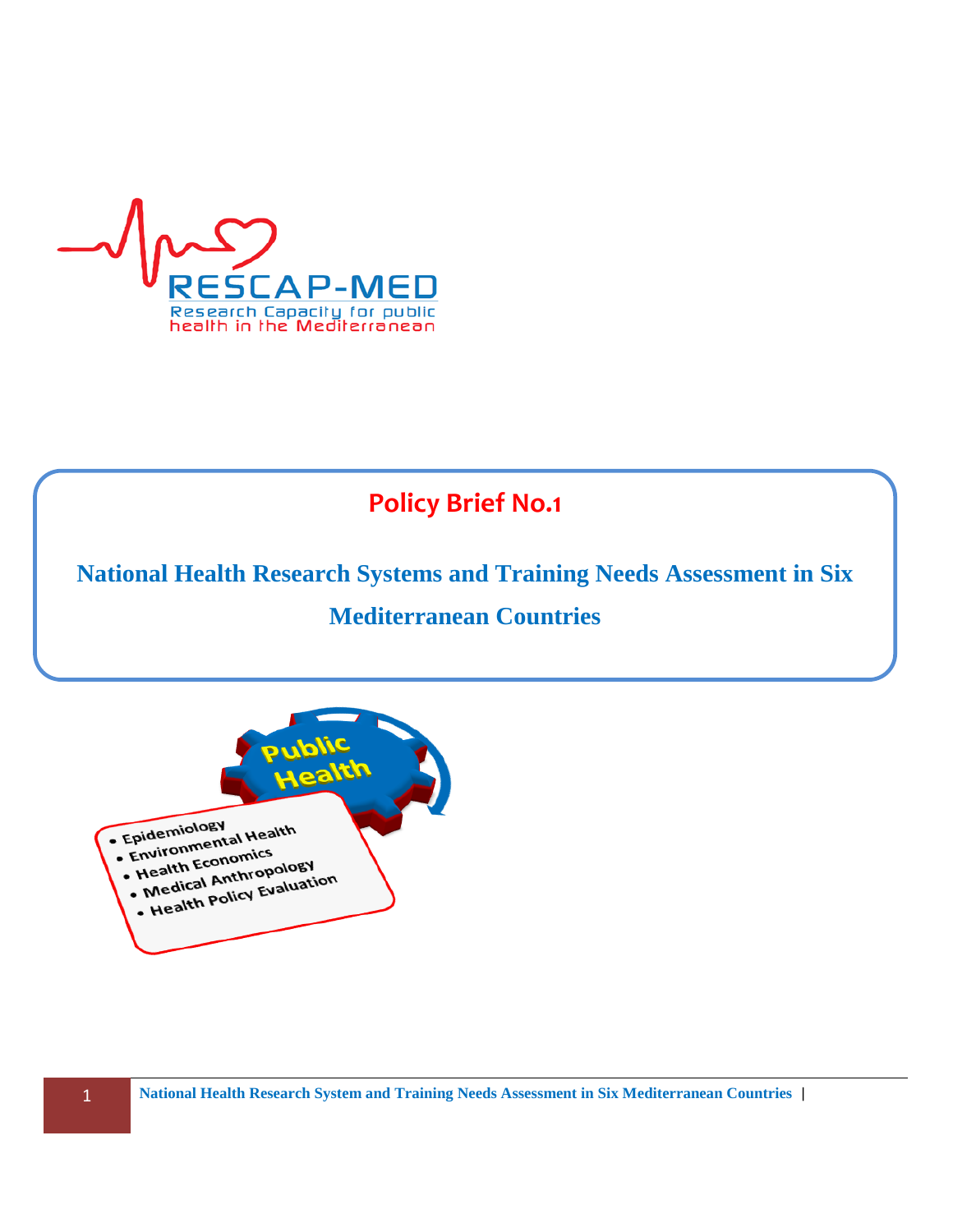RESCAP-MED

Research Capacity for public health in the Mediterranean

# Policy Brief No.1

## National Health Research Systems and Training Needs Assessment in Six Mediterranean Countries

Public Health

- Epidemiology
- Environmental Health
- Health Economics
- Medical Anthropology
- Health Policy Evaluation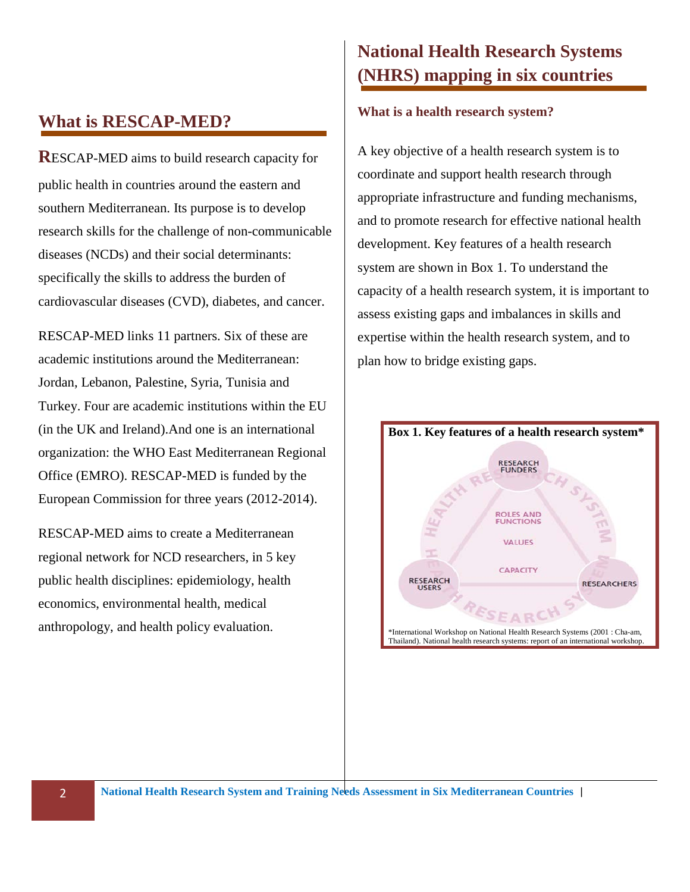## What is RESCAP-MED?

**R**ESCAP-MED aims to build research capacity for public health in countries around the eastern and southern Mediterranean. Its purpose is to develop research skills for the challenge of non-communicable diseases (NCDs) and their social determinants: specifically the skills to address the burden of cardiovascular diseases (CVD), diabetes, and cancer.

RESCAP-MED links 11 partners. Six of these are academic institutions around the Mediterranean: Jordan, Lebanon, Palestine, Syria, Tunisia and Turkey. Four are academic institutions within the EU (in the UK and Ireland).And one is an international organization: the WHO East Mediterranean Regional Office (EMRO). RESCAP-MED is funded by the European Commission for three years (2012-2014).

RESCAP-MED aims to create a Mediterranean regional network for NCD researchers, in 5 key public health disciplines: epidemiology, health economics, environmental health, medical anthropology, and health policy evaluation.

## National Health Research Systems (NHRS) mapping in six countries

### What is a health research system?

A key objective of a health research system is to coordinate and support health research through appropriate infrastructure and funding mechanisms, and to promote research for effective national health development. Key features of a health research system are shown in Box 1. To understand the capacity of a health research system, it is important to assess existing gaps and imbalances in skills and expertise within the health research system, and to plan how to bridge existing gaps.

**Box 1. Key features of a health research system***

HEALTH RESEARCH SYSTEM

RESEARCH FUNDERS

ROLES AND FUNCTIONS

VALUES

CAPACITY

RESEARCH USERS

RESEARCHERS

*International Workshop on National Health Research Systems (2001 : Cha-am, Thailand). National health research systems: report of an international workshop.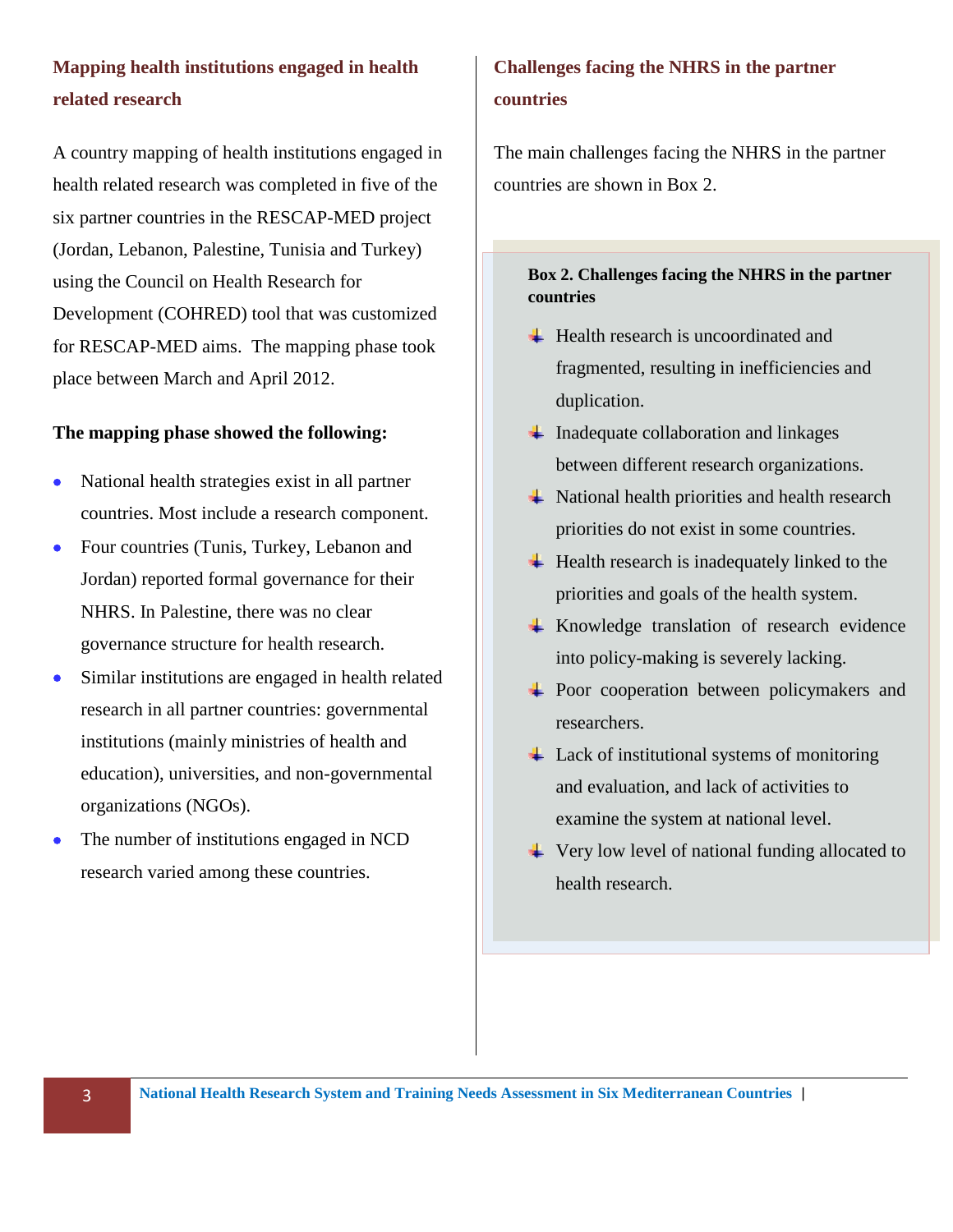## Mapping health institutions engaged in health related research

A country mapping of health institutions engaged in health related research was completed in five of the six partner countries in the RESCAP-MED project (Jordan, Lebanon, Palestine, Tunisia and Turkey) using the Council on Health Research for Development (COHRED) tool that was customized for RESCAP-MED aims. The mapping phase took place between March and April 2012.

**The mapping phase showed the following:**

- National health strategies exist in all partner countries. Most include a research component.
- Four countries (Tunis, Turkey, Lebanon and Jordan) reported formal governance for their NHRS. In Palestine, there was no clear governance structure for health research.
- Similar institutions are engaged in health related research in all partner countries: governmental institutions (mainly ministries of health and education), universities, and non-governmental organizations (NGOs).
- The number of institutions engaged in NCD research varied among these countries.

## Challenges facing the NHRS in the partner countries

The main challenges facing the NHRS in the partner countries are shown in Box 2.

**Box 2. Challenges facing the NHRS in the partner countries**

- Health research is uncoordinated and fragmented, resulting in inefficiencies and duplication.
- Inadequate collaboration and linkages between different research organizations.
- National health priorities and health research priorities do not exist in some countries.
- Health research is inadequately linked to the priorities and goals of the health system.
- Knowledge translation of research evidence into policy-making is severely lacking.
- Poor cooperation between policymakers and researchers.
- Lack of institutional systems of monitoring and evaluation, and lack of activities to examine the system at national level.
- Very low level of national funding allocated to health research.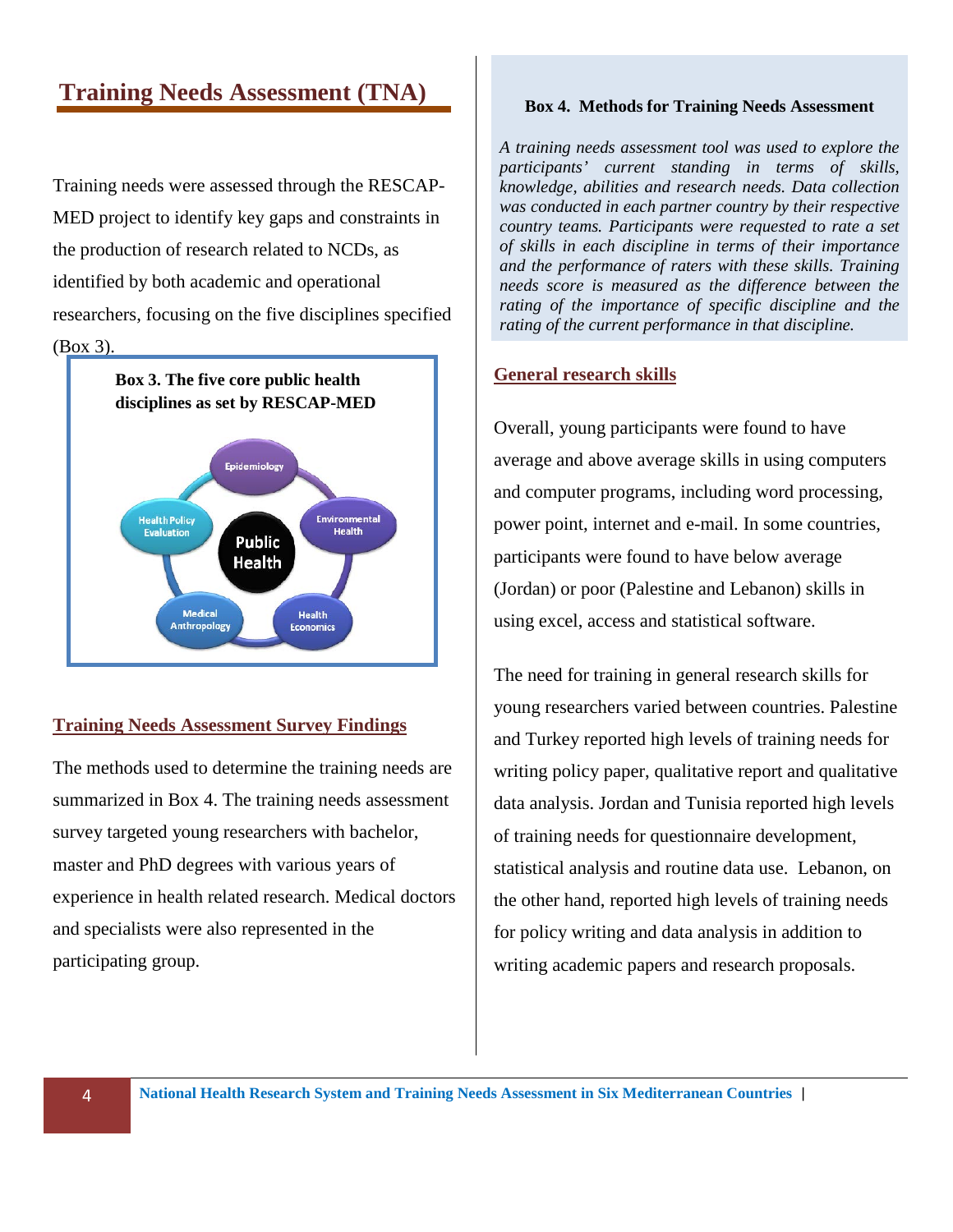# Training Needs Assessment (TNA)

Training needs were assessed through the RESCAP-MED project to identify key gaps and constraints in the production of research related to NCDs, as identified by both academic and operational researchers, focusing on the five disciplines specified (Box 3).

**Box 3. The five core public health disciplines as set by RESCAP-MED**

Public Health: Epidemiology, Environmental Health, Health Economics, Medical Anthropology, Health Policy Evaluation

## Training Needs Assessment Survey Findings

The methods used to determine the training needs are summarized in Box 4. The training needs assessment survey targeted young researchers with bachelor, master and PhD degrees with various years of experience in health related research. Medical doctors and specialists were also represented in the participating group.

**Box 4. Methods for Training Needs Assessment**

*A training needs assessment tool was used to explore the participants' current standing in terms of skills, knowledge, abilities and research needs. Data collection was conducted in each partner country by their respective country teams. Participants were requested to rate a set of skills in each discipline in terms of their importance and the performance of raters with these skills. Training needs score is measured as the difference between the rating of the importance of specific discipline and the rating of the current performance in that discipline.*

## General research skills

Overall, young participants were found to have average and above average skills in using computers and computer programs, including word processing, power point, internet and e-mail. In some countries, participants were found to have below average (Jordan) or poor (Palestine and Lebanon) skills in using excel, access and statistical software.

The need for training in general research skills for young researchers varied between countries. Palestine and Turkey reported high levels of training needs for writing policy paper, qualitative report and qualitative data analysis. Jordan and Tunisia reported high levels of training needs for questionnaire development, statistical analysis and routine data use. Lebanon, on the other hand, reported high levels of training needs for policy writing and data analysis in addition to writing academic papers and research proposals.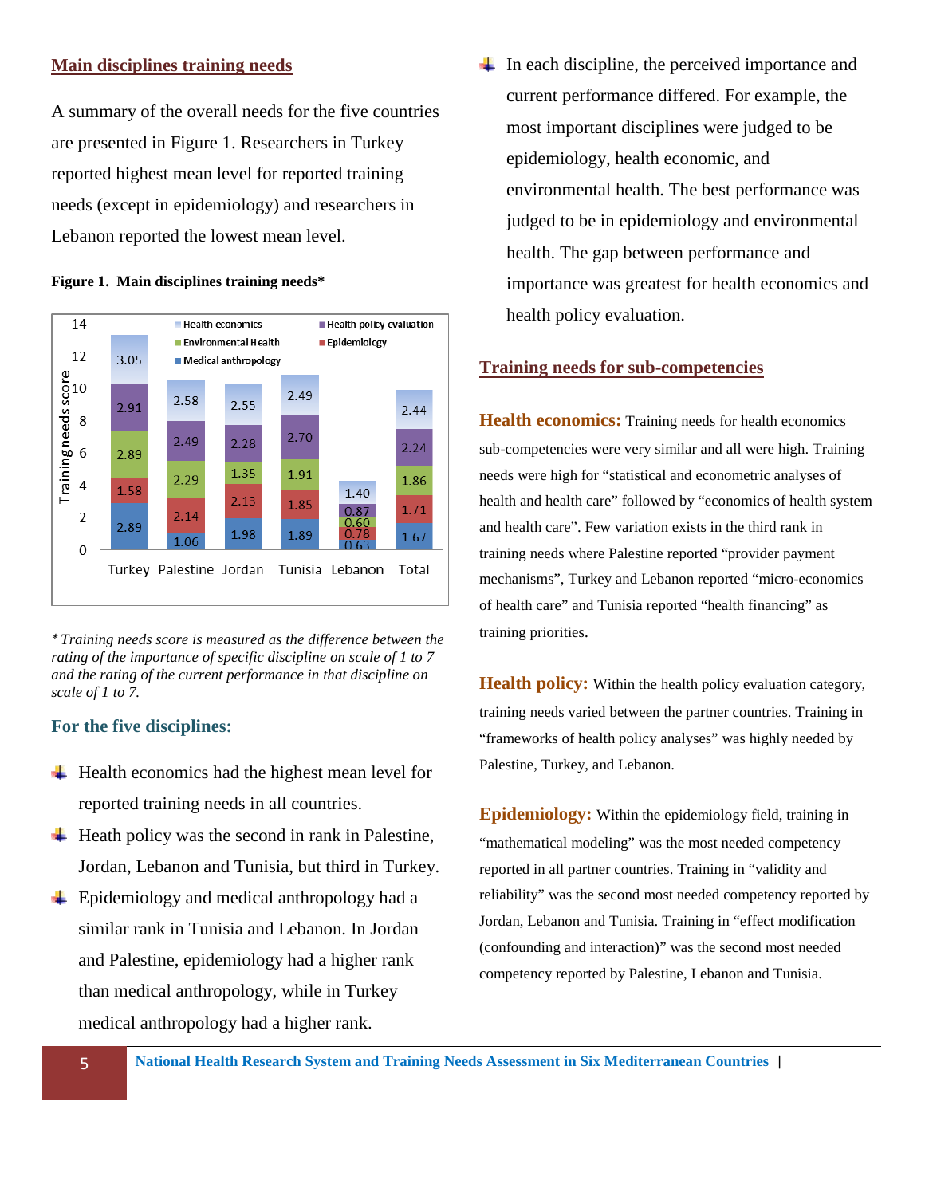## Main disciplines training needs

A summary of the overall needs for the five countries are presented in Figure 1. Researchers in Turkey reported highest mean level for reported training needs (except in epidemiology) and researchers in Lebanon reported the lowest mean level.

**Figure 1. Main disciplines training needs***

| Discipline | Turkey | Palestine | Jordan | Tunisia | Lebanon | Total |
|---|---|---|---|---|---|---|
| Health economics | 3.05 | 2.58 | 2.55 | 2.49 | 1.40 | 2.44 |
| Health policy evaluation | 2.91 | 2.49 | 2.28 | 2.70 | 0.87 | 2.24 |
| Environmental Health | 2.89 | 2.29 | 1.35 | 1.91 | 0.60 | 1.86 |
| Epidemiology | 1.58 | 2.14 | 2.13 | 1.85 | 0.78 | 1.71 |
| Medical anthropology | 2.89 | 1.06 | 1.98 | 1.89 | 0.63 | 1.67 |

*\* Training needs score is measured as the difference between the rating of the importance of specific discipline on scale of 1 to 7 and the rating of the current performance in that discipline on scale of 1 to 7.*

### For the five disciplines:

- Health economics had the highest mean level for reported training needs in all countries.
- Heath policy was the second in rank in Palestine, Jordan, Lebanon and Tunisia, but third in Turkey.
- Epidemiology and medical anthropology had a similar rank in Tunisia and Lebanon. In Jordan and Palestine, epidemiology had a higher rank than medical anthropology, while in Turkey medical anthropology had a higher rank.
- In each discipline, the perceived importance and current performance differed. For example, the most important disciplines were judged to be epidemiology, health economic, and environmental health. The best performance was judged to be in epidemiology and environmental health. The gap between performance and importance was greatest for health economics and health policy evaluation.

## Training needs for sub-competencies

**Health economics:** Training needs for health economics sub-competencies were very similar and all were high. Training needs were high for "statistical and econometric analyses of health and health care" followed by "economics of health system and health care". Few variation exists in the third rank in training needs where Palestine reported "provider payment mechanisms", Turkey and Lebanon reported "micro-economics of health care" and Tunisia reported "health financing" as training priorities.

**Health policy:** Within the health policy evaluation category, training needs varied between the partner countries. Training in "frameworks of health policy analyses" was highly needed by Palestine, Turkey, and Lebanon.

**Epidemiology:** Within the epidemiology field, training in "mathematical modeling" was the most needed competency reported in all partner countries. Training in "validity and reliability" was the second most needed competency reported by Jordan, Lebanon and Tunisia. Training in "effect modification (confounding and interaction)" was the second most needed competency reported by Palestine, Lebanon and Tunisia.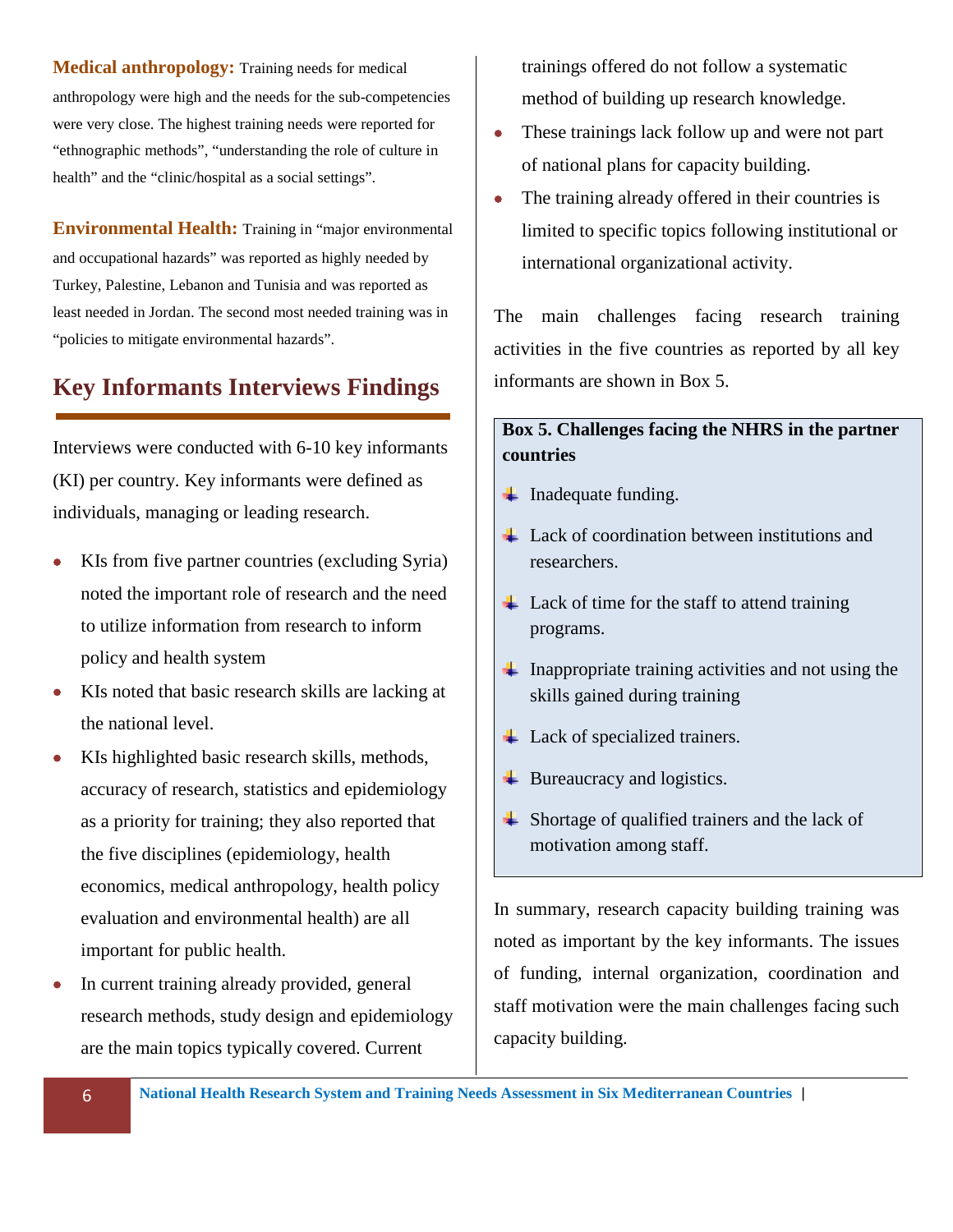**Medical anthropology:** Training needs for medical anthropology were high and the needs for the sub-competencies were very close. The highest training needs were reported for "ethnographic methods", "understanding the role of culture in health" and the "clinic/hospital as a social settings".

**Environmental Health:** Training in "major environmental and occupational hazards" was reported as highly needed by Turkey, Palestine, Lebanon and Tunisia and was reported as least needed in Jordan. The second most needed training was in "policies to mitigate environmental hazards".

## Key Informants Interviews Findings

Interviews were conducted with 6-10 key informants (KI) per country. Key informants were defined as individuals, managing or leading research.

- KIs from five partner countries (excluding Syria) noted the important role of research and the need to utilize information from research to inform policy and health system
- KIs noted that basic research skills are lacking at the national level.
- KIs highlighted basic research skills, methods, accuracy of research, statistics and epidemiology as a priority for training; they also reported that the five disciplines (epidemiology, health economics, medical anthropology, health policy evaluation and environmental health) are all important for public health.
- In current training already provided, general research methods, study design and epidemiology are the main topics typically covered. Current trainings offered do not follow a systematic method of building up research knowledge.
- These trainings lack follow up and were not part of national plans for capacity building.
- The training already offered in their countries is limited to specific topics following institutional or international organizational activity.

The main challenges facing research training activities in the five countries as reported by all key informants are shown in Box 5.

**Box 5. Challenges facing the NHRS in the partner countries**

- Inadequate funding.
- Lack of coordination between institutions and researchers.
- Lack of time for the staff to attend training programs.
- Inappropriate training activities and not using the skills gained during training
- Lack of specialized trainers.
- Bureaucracy and logistics.
- Shortage of qualified trainers and the lack of motivation among staff.

In summary, research capacity building training was noted as important by the key informants. The issues of funding, internal organization, coordination and staff motivation were the main challenges facing such capacity building.